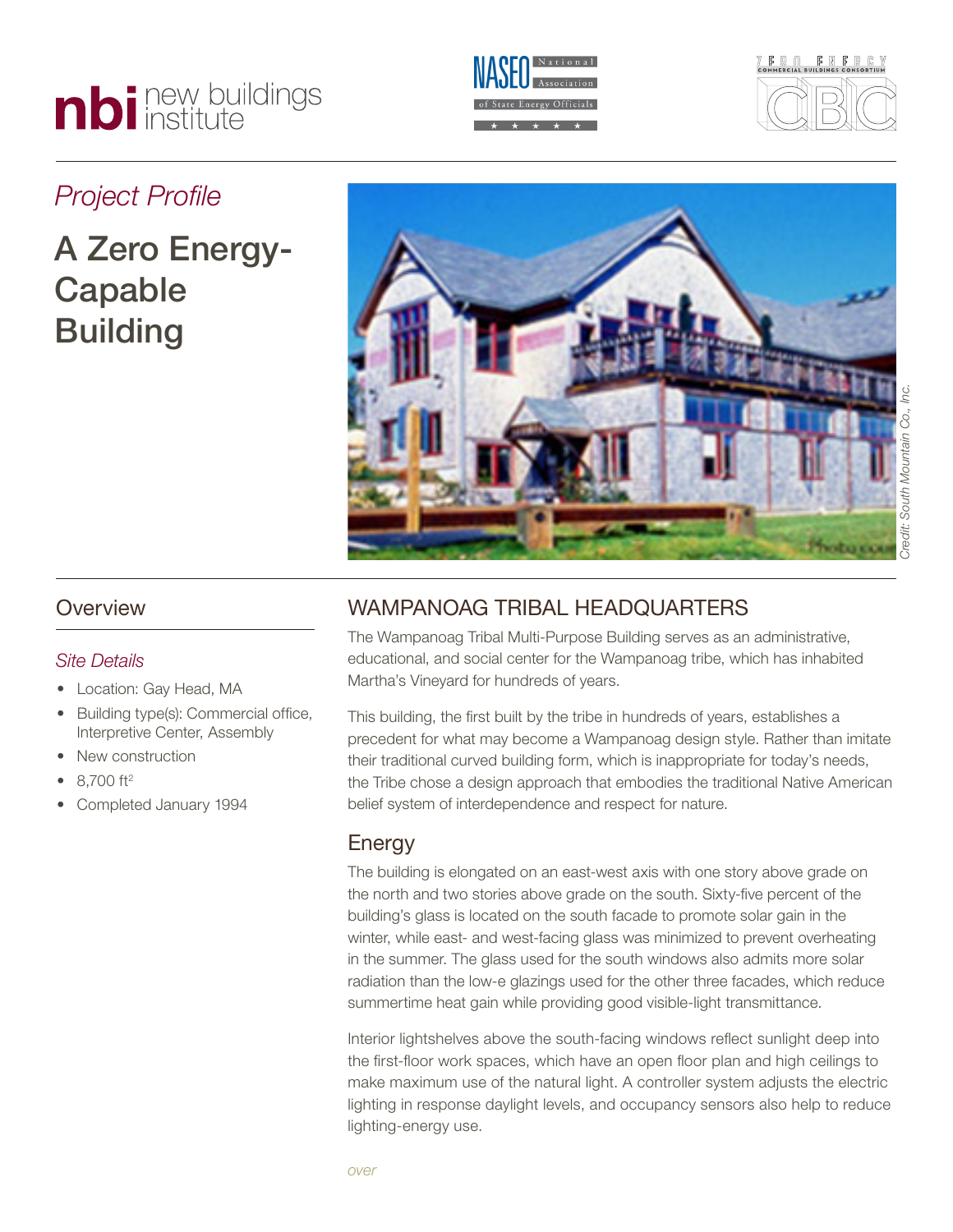*Project Profile*

# A Zero Energy-Capable Building

Credit: South Mountain Co., Inc.

## Overview

*Site Details*

- Location: Gay Head, MA
- Building type(s): Commercial office, Interpretive Center, Assembly
- New construction
- 8,700 ft²
- Completed January 1994

## WAMPANOAG TRIBAL HEADQUARTERS

The Wampanoag Tribal Multi-Purpose Building serves as an administrative, educational, and social center for the Wampanoag tribe, which has inhabited Martha's Vineyard for hundreds of years.

This building, the first built by the tribe in hundreds of years, establishes a precedent for what may become a Wampanoag design style. Rather than imitate their traditional curved building form, which is inappropriate for today's needs, the Tribe chose a design approach that embodies the traditional Native American belief system of interdependence and respect for nature.

## Energy

The building is elongated on an east-west axis with one story above grade on the north and two stories above grade on the south. Sixty-five percent of the building's glass is located on the south facade to promote solar gain in the winter, while east- and west-facing glass was minimized to prevent overheating in the summer. The glass used for the south windows also admits more solar radiation than the low-e glazings used for the other three facades, which reduce summertime heat gain while providing good visible-light transmittance.

Interior lightshelves above the south-facing windows reflect sunlight deep into the first-floor work spaces, which have an open floor plan and high ceilings to make maximum use of the natural light. A controller system adjusts the electric lighting in response daylight levels, and occupancy sensors also help to reduce lighting-energy use.

*over*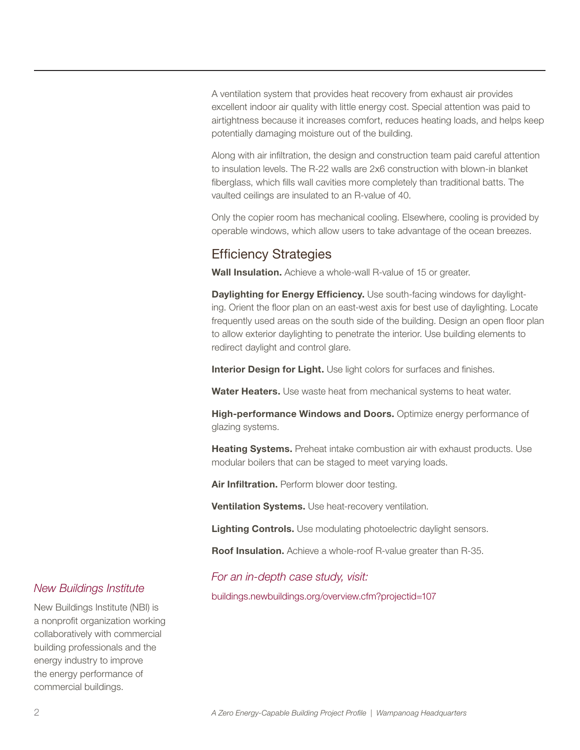A ventilation system that provides heat recovery from exhaust air provides excellent indoor air quality with little energy cost. Special attention was paid to airtightness because it increases comfort, reduces heating loads, and helps keep potentially damaging moisture out of the building.

Along with air infiltration, the design and construction team paid careful attention to insulation levels. The R-22 walls are 2x6 construction with blown-in blanket fiberglass, which fills wall cavities more completely than traditional batts. The vaulted ceilings are insulated to an R-value of 40.

Only the copier room has mechanical cooling. Elsewhere, cooling is provided by operable windows, which allow users to take advantage of the ocean breezes.

## Efficiency Strategies

**Wall Insulation.** Achieve a whole-wall R-value of 15 or greater.

**Daylighting for Energy Efficiency.** Use south-facing windows for daylighting. Orient the floor plan on an east-west axis for best use of daylighting. Locate frequently used areas on the south side of the building. Design an open floor plan to allow exterior daylighting to penetrate the interior. Use building elements to redirect daylight and control glare.

**Interior Design for Light.** Use light colors for surfaces and finishes.

**Water Heaters.** Use waste heat from mechanical systems to heat water.

**High-performance Windows and Doors.** Optimize energy performance of glazing systems.

**Heating Systems.** Preheat intake combustion air with exhaust products. Use modular boilers that can be staged to meet varying loads.

**Air Infiltration.** Perform blower door testing.

**Ventilation Systems.** Use heat-recovery ventilation.

**Lighting Controls.** Use modulating photoelectric daylight sensors.

**Roof Insulation.** Achieve a whole-roof R-value greater than R-35.

*For an in-depth case study, visit:*

buildings.newbuildings.org/overview.cfm?projectid=107

### *New Buildings Institute*

New Buildings Institute (NBI) is a nonprofit organization working collaboratively with commercial building professionals and the energy industry to improve the energy performance of commercial buildings.